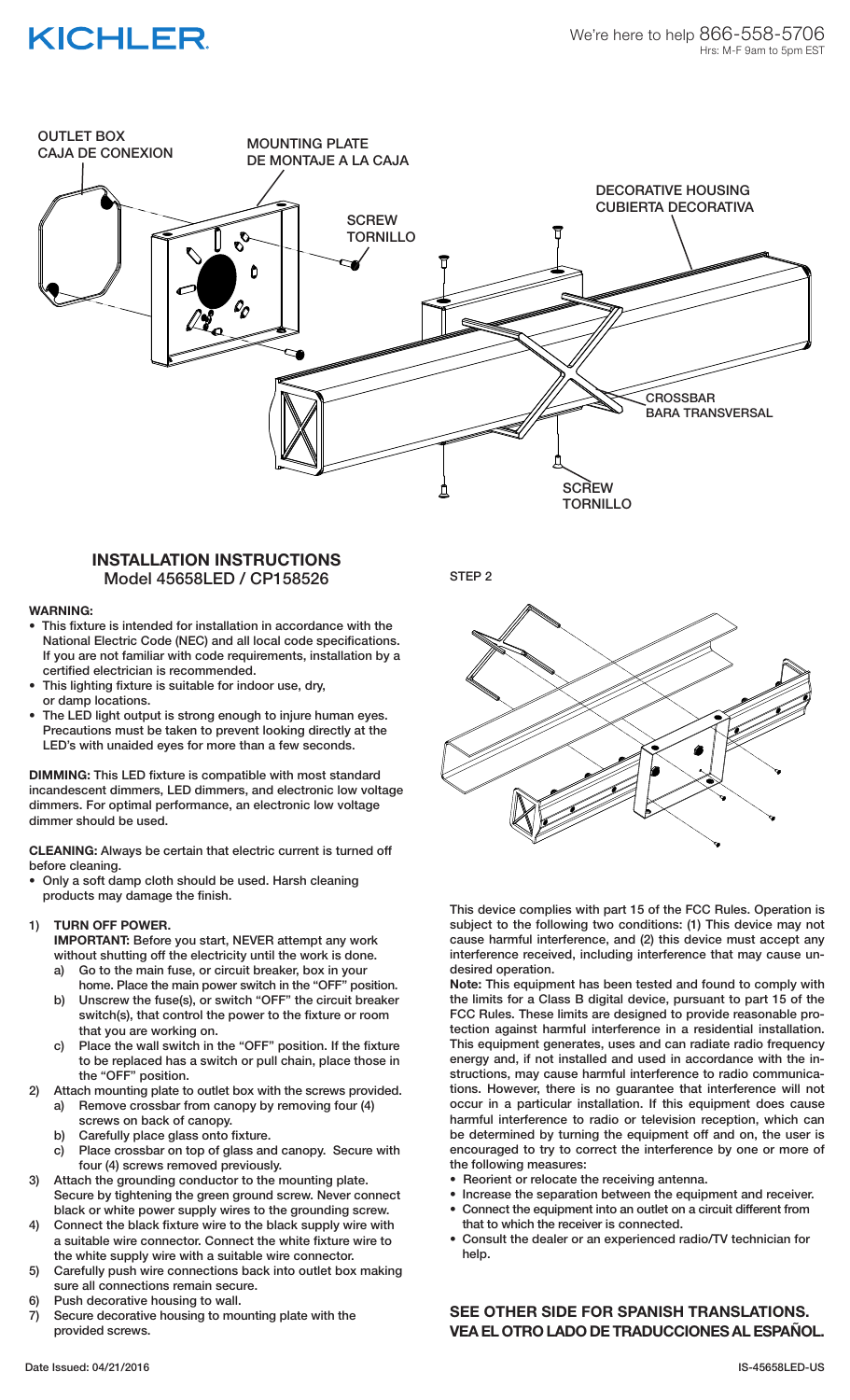KICHLER

We're here to help 866-558-5706
Hrs: M-F 9am to 5pm EST

OUTLET BOX
CAJA DE CONEXION

MOUNTING PLATE
DE MONTAJE A LA CAJA

SCREW
TORNILLO

DECORATIVE HOUSING
CUBIERTA DECORATIVA

CROSSBAR
BARA TRANSVERSAL

SCREW
TORNILLO

## INSTALLATION INSTRUCTIONS
Model 45658LED / CP158526

**WARNING:**

- This fixture is intended for installation in accordance with the National Electric Code (NEC) and all local code specifications. If you are not familiar with code requirements, installation by a certified electrician is recommended.
- This lighting fixture is suitable for indoor use, dry, or damp locations.
- The LED light output is strong enough to injure human eyes. Precautions must be taken to prevent looking directly at the LED's with unaided eyes for more than a few seconds.

**DIMMING:** This LED fixture is compatible with most standard incandescent dimmers, LED dimmers, and electronic low voltage dimmers. For optimal performance, an electronic low voltage dimmer should be used.

**CLEANING:** Always be certain that electric current is turned off before cleaning.

- Only a soft damp cloth should be used. Harsh cleaning products may damage the finish.

1) **TURN OFF POWER.**
   **IMPORTANT:** Before you start, NEVER attempt any work without shutting off the electricity until the work is done.
   a) Go to the main fuse, or circuit breaker, box in your home. Place the main power switch in the "OFF" position.
   b) Unscrew the fuse(s), or switch "OFF" the circuit breaker switch(s), that control the power to the fixture or room that you are working on.
   c) Place the wall switch in the "OFF" position. If the fixture to be replaced has a switch or pull chain, place those in the "OFF" position.
2) Attach mounting plate to outlet box with the screws provided.
   a) Remove crossbar from canopy by removing four (4) screws on back of canopy.
   b) Carefully place glass onto fixture.
   c) Place crossbar on top of glass and canopy. Secure with four (4) screws removed previously.
3) Attach the grounding conductor to the mounting plate. Secure by tightening the green ground screw. Never connect black or white power supply wires to the grounding screw.
4) Connect the black fixture wire to the black supply wire with a suitable wire connector. Connect the white fixture wire to the white supply wire with a suitable wire connector.
5) Carefully push wire connections back into outlet box making sure all connections remain secure.
6) Push decorative housing to wall.
7) Secure decorative housing to mounting plate with the provided screws.

STEP 2

This device complies with part 15 of the FCC Rules. Operation is subject to the following two conditions: (1) This device may not cause harmful interference, and (2) this device must accept any interference received, including interference that may cause undesired operation.

**Note:** This equipment has been tested and found to comply with the limits for a Class B digital device, pursuant to part 15 of the FCC Rules. These limits are designed to provide reasonable protection against harmful interference in a residential installation. This equipment generates, uses and can radiate radio frequency energy and, if not installed and used in accordance with the instructions, may cause harmful interference to radio communications. However, there is no guarantee that interference will not occur in a particular installation. If this equipment does cause harmful interference to radio or television reception, which can be determined by turning the equipment off and on, the user is encouraged to try to correct the interference by one or more of the following measures:

- Reorient or relocate the receiving antenna.
- Increase the separation between the equipment and receiver.
- Connect the equipment into an outlet on a circuit different from that to which the receiver is connected.
- Consult the dealer or an experienced radio/TV technician for help.

### SEE OTHER SIDE FOR SPANISH TRANSLATIONS.
### VEA EL OTRO LADO DE TRADUCCIONES AL ESPAÑOL.

Date Issued: 04/21/2016

IS-45658LED-US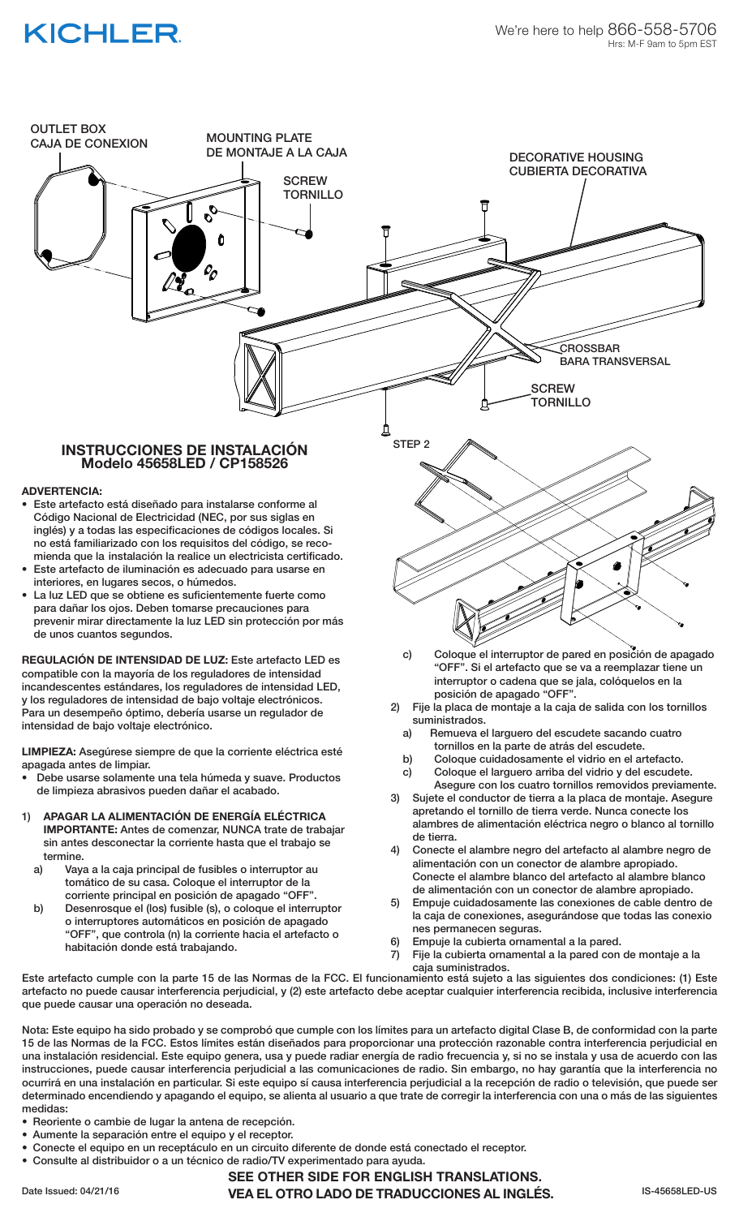KICHLER

We're here to help 866-558-5706
Hrs: M-F 9am to 5pm EST

OUTLET BOX
CAJA DE CONEXION

MOUNTING PLATE
DE MONTAJE A LA CAJA

SCREW
TORNILLO

DECORATIVE HOUSING
CUBIERTA DECORATIVA

CROSSBAR
BARA TRANSVERSAL

SCREW
TORNILLO

STEP 2

## INSTRUCCIONES DE INSTALACIÓN
### Modelo 45658LED / CP158526

**ADVERTENCIA:**

- Este artefacto está diseñado para instalarse conforme al Código Nacional de Electricidad (NEC, por sus siglas en inglés) y a todas las especificaciones de códigos locales. Si no está familiarizado con los requisitos del código, se recomienda que la instalación la realice un electricista certificado.
- Este artefacto de iluminación es adecuado para usarse en interiores, en lugares secos, o húmedos.
- La luz LED que se obtiene es suficientemente fuerte como para dañar los ojos. Deben tomarse precauciones para prevenir mirar directamente la luz LED sin protección por más de unos cuantos segundos.

**REGULACIÓN DE INTENSIDAD DE LUZ:** Este artefacto LED es compatible con la mayoría de los reguladores de intensidad incandescentes estándares, los reguladores de intensidad LED, y los reguladores de intensidad de bajo voltaje electrónicos. Para un desempeño óptimo, debería usarse un regulador de intensidad de bajo voltaje electrónico.

**LIMPIEZA:** Asegúrese siempre de que la corriente eléctrica esté apagada antes de limpiar.

- Debe usarse solamente una tela húmeda y suave. Productos de limpieza abrasivos pueden dañar el acabado.

1) **APAGAR LA ALIMENTACIÓN DE ENERGÍA ELÉCTRICA**
   **IMPORTANTE:** Antes de comenzar, NUNCA trate de trabajar sin antes desconectar la corriente hasta que el trabajo se termine.
   a) Vaya a la caja principal de fusibles o interruptor au tomático de su casa. Coloque el interruptor de la corriente principal en posición de apagado "OFF".
   b) Desenrosque el (los) fusible (s), o coloque el interruptor o interruptores automáticos en posición de apagado "OFF", que controla (n) la corriente hacia el artefacto o habitación donde está trabajando.
   c) Coloque el interruptor de pared en posición de apagado "OFF". Si el artefacto que se va a reemplazar tiene un interruptor o cadena que se jala, colóquelos en la posición de apagado "OFF".
2) Fije la placa de montaje a la caja de salida con los tornillos suministrados.
   a) Remueva el larguero del escudete sacando cuatro tornillos en la parte de atrás del escudete.
   b) Coloque cuidadosamente el vidrio en el artefacto.
   c) Coloque el larguero arriba del vidrio y del escudete. Asegure con los cuatro tornillos removidos previamente.
3) Sujete el conductor de tierra a la placa de montaje. Asegure apretando el tornillo de tierra verde. Nunca conecte los alambres de alimentación eléctrica negro o blanco al tornillo de tierra.
4) Conecte el alambre negro del artefacto al alambre negro de alimentación con un conector de alambre apropiado. Conecte el alambre blanco del artefacto al alambre blanco de alimentación con un conector de alambre apropiado.
5) Empuje cuidadosamente las conexiones de cable dentro de la caja de conexiones, asegurándose que todas las conexio nes permanecen seguras.
6) Empuje la cubierta ornamental a la pared.
7) Fije la cubierta ornamental a la pared con de montaje a la caja suministrados.

Este artefacto cumple con la parte 15 de las Normas de la FCC. El funcionamiento está sujeto a las siguientes dos condiciones: (1) Este artefacto no puede causar interferencia perjudicial, y (2) este artefacto debe aceptar cualquier interferencia recibida, inclusive interferencia que puede causar una operación no deseada.

Nota: Este equipo ha sido probado y se comprobó que cumple con los límites para un artefacto digital Clase B, de conformidad con la parte 15 de las Normas de la FCC. Estos límites están diseñados para proporcionar una protección razonable contra interferencia perjudicial en una instalación residencial. Este equipo genera, usa y puede radiar energía de radio frecuencia y, si no se instala y usa de acuerdo con las instrucciones, puede causar interferencia perjudicial a las comunicaciones de radio. Sin embargo, no hay garantía que la interferencia no ocurrirá en una instalación en particular. Si este equipo sí causa interferencia perjudicial a la recepción de radio o televisión, que puede ser determinado encendiendo y apagando el equipo, se alienta al usuario a que trate de corregir la interferencia con una o más de las siguientes medidas:

- Reoriente o cambie de lugar la antena de recepción.
- Aumente la separación entre el equipo y el receptor.
- Conecte el equipo en un receptáculo en un circuito diferente de donde está conectado el receptor.
- Consulte al distribuidor o a un técnico de radio/TV experimentado para ayuda.

**SEE OTHER SIDE FOR ENGLISH TRANSLATIONS.**
**VEA EL OTRO LADO DE TRADUCCIONES AL INGLÉS.**

Date Issued: 04/21/16

IS-45658LED-US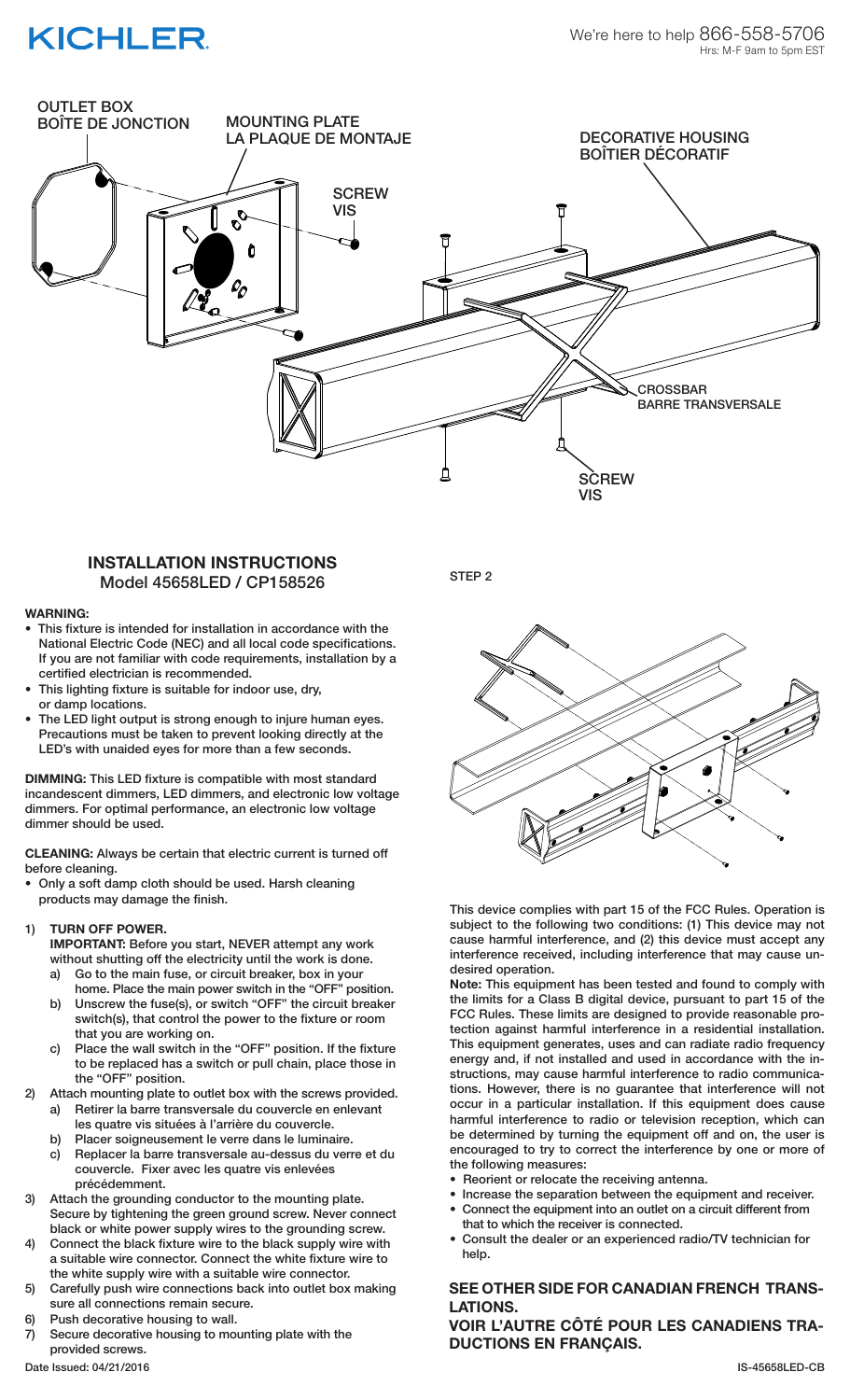# KICHLER

We're here to help 866-558-5706
Hrs: M-F 9am to 5pm EST

OUTLET BOX
BOÎTE DE JONCTION

MOUNTING PLATE
LA PLAQUE DE MONTAJE

SCREW
VIS

DECORATIVE HOUSING
BOÎTIER DÉCORATIF

CROSSBAR
BARRE TRANSVERSALE

SCREW
VIS

## INSTALLATION INSTRUCTIONS
### Model 45658LED / CP158526

**WARNING:**
- This fixture is intended for installation in accordance with the National Electric Code (NEC) and all local code specifications. If you are not familiar with code requirements, installation by a certified electrician is recommended.
- This lighting fixture is suitable for indoor use, dry, or damp locations.
- The LED light output is strong enough to injure human eyes. Precautions must be taken to prevent looking directly at the LED's with unaided eyes for more than a few seconds.

**DIMMING:** This LED fixture is compatible with most standard incandescent dimmers, LED dimmers, and electronic low voltage dimmers. For optimal performance, an electronic low voltage dimmer should be used.

**CLEANING:** Always be certain that electric current is turned off before cleaning.
- Only a soft damp cloth should be used. Harsh cleaning products may damage the finish.

1) **TURN OFF POWER.**
   **IMPORTANT:** Before you start, NEVER attempt any work without shutting off the electricity until the work is done.
   a) Go to the main fuse, or circuit breaker, box in your home. Place the main power switch in the "OFF" position.
   b) Unscrew the fuse(s), or switch "OFF" the circuit breaker switch(s), that control the power to the fixture or room that you are working on.
   c) Place the wall switch in the "OFF" position. If the fixture to be replaced has a switch or pull chain, place those in the "OFF" position.
2) Attach mounting plate to outlet box with the screws provided.
   a) Retirer la barre transversale du couvercle en enlevant les quatre vis situées à l'arrière du couvercle.
   b) Placer soigneusement le verre dans le luminaire.
   c) Replacer la barre transversale au-dessus du verre et du couvercle. Fixer avec les quatre vis enlevées précédemment.
3) Attach the grounding conductor to the mounting plate. Secure by tightening the green ground screw. Never connect black or white power supply wires to the grounding screw.
4) Connect the black fixture wire to the black supply wire with a suitable wire connector. Connect the white fixture wire to the white supply wire with a suitable wire connector.
5) Carefully push wire connections back into outlet box making sure all connections remain secure.
6) Push decorative housing to wall.
7) Secure decorative housing to mounting plate with the provided screws.

STEP 2

This device complies with part 15 of the FCC Rules. Operation is subject to the following two conditions: (1) This device may not cause harmful interference, and (2) this device must accept any interference received, including interference that may cause undesired operation.

**Note:** This equipment has been tested and found to comply with the limits for a Class B digital device, pursuant to part 15 of the FCC Rules. These limits are designed to provide reasonable protection against harmful interference in a residential installation. This equipment generates, uses and can radiate radio frequency energy and, if not installed and used in accordance with the instructions, may cause harmful interference to radio communications. However, there is no guarantee that interference will not occur in a particular installation. If this equipment does cause harmful interference to radio or television reception, which can be determined by turning the equipment off and on, the user is encouraged to try to correct the interference by one or more of the following measures:
- Reorient or relocate the receiving antenna.
- Increase the separation between the equipment and receiver.
- Connect the equipment into an outlet on a circuit different from that to which the receiver is connected.
- Consult the dealer or an experienced radio/TV technician for help.

**SEE OTHER SIDE FOR CANADIAN FRENCH TRANSLATIONS.**
**VOIR L'AUTRE CÔTÉ POUR LES CANADIENS TRADUCTIONS EN FRANÇAIS.**

Date Issued: 04/21/2016

IS-45658LED-CB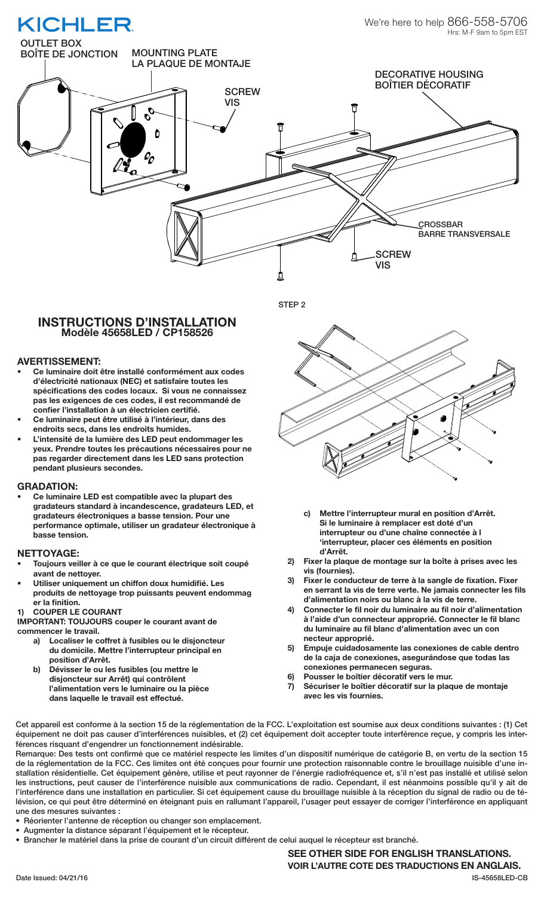# KICHLER

We're here to help 866-558-5706
Hrs: M-F 9am to 5pm EST

OUTLET BOX
BOÎTE DE JONCTION

MOUNTING PLATE
LA PLAQUE DE MONTAGE

SCREW
VIS

DECORATIVE HOUSING
BOÎTIER DÉCORATIF

CROSSBAR
BARRE TRANSVERSALE

SCREW
VIS

STEP 2

## INSTRUCTIONS D'INSTALLATION
### Modèle 45658LED / CP158526

### AVERTISSEMENT:

- **Ce luminaire doit être installé conformément aux codes d'électricité nationaux (NEC) et satisfaire toutes les spécifications des codes locaux. Si vous ne connaissez pas les exigences de ces codes, il est recommandé de confier l'installation à un électricien certifié.**
- **Ce luminaire peut être utilisé à l'intérieur, dans des endroits secs, dans les endroits humides.**
- **L'intensité de la lumière des LED peut endommager les yeux. Prendre toutes les précautions nécessaires pour ne pas regarder directement dans les LED sans protection pendant plusieurs secondes.**

### GRADATION:

- **Ce luminaire LED est compatible avec la plupart des gradateurs standard à incandescence, gradateurs LED, et gradateurs électroniques a basse tension. Pour une performance optimale, utiliser un gradateur électronique à basse tension.**

### NETTOYAGE:

- **Toujours veiller à ce que le courant électrique soit coupé avant de nettoyer.**
- **Utiliser uniquement un chiffon doux humidifié. Les produits de nettoyage trop puissants peuvent endommag er la finition.**

**1) COUPER LE COURANT**

**IMPORTANT: TOUJOURS couper le courant avant de commencer le travail.**

- **a) Localiser le coffret à fusibles ou le disjoncteur du domicile. Mettre l'interrupteur principal en position d'Arrêt.**
- **b) Dévisser le ou les fusibles (ou mettre le disjoncteur sur Arrêt) qui contrôlent l'alimentation vers le luminaire ou la pièce dans laquelle le travail est effectué.**
- **c) Mettre l'interrupteur mural en position d'Arrêt. Si le luminaire à remplacer est doté d'un interrupteur ou d'une chaîne connectée à l 'interrupteur, placer ces éléments en position d'Arrêt.**

**2) Fixer la plaque de montage sur la boîte à prises avec les vis (fournies).**

**3) Fixer le conducteur de terre à la sangle de fixation. Fixer en serrant la vis de terre verte. Ne jamais connecter les fils d'alimentation noirs ou blanc à la vis de terre.**

**4) Connecter le fil noir du luminaire au fil noir d'alimentation à l'aide d'un connecteur approprié. Connecter le fil blanc du luminaire au fil blanc d'alimentation avec un con necteur approprié.**

**5) Empuje cuidadosamente las conexiones de cable dentro de la caja de conexiones, asegurándose que todas las conexiones permanecen seguras.**

**6) Pousser le boîtier décoratif vers le mur.**

**7) Sécuriser le boîtier décoratif sur la plaque de montage avec les vis fournies.**

Cet appareil est conforme à la section 15 de la réglementation de la FCC. L'exploitation est soumise aux deux conditions suivantes : (1) Cet équipement ne doit pas causer d'interférences nuisibles, et (2) cet équipement doit accepter toute interférence reçue, y compris les interférences risquant d'engendrer un fonctionnement indésirable.

Remarque: Des tests ont confirmé que ce matériel respecte les limites d'un dispositif numérique de catégorie B, en vertu de la section 15 de la réglementation de la FCC. Ces limites ont été conçues pour fournir une protection raisonnable contre le brouillage nuisible d'une installation résidentielle. Cet équipement génère, utilise et peut rayonner de l'énergie radiofréquence et, s'il n'est pas installé et utilisé selon les instructions, peut causer de l'interférence nuisible aux communications de radio. Cependant, il est néanmoins possible qu'il y ait de l'interférence dans une installation en particulier. Si cet équipement cause du brouillage nuisible à la réception du signal de radio ou de télévision, ce qui peut être déterminé en éteignant puis en rallumant l'appareil, l'usager peut essayer de corriger l'interférence en appliquant une des mesures suivantes :

- Réorienter l'antenne de réception ou changer son emplacement.
- Augmenter la distance séparant l'équipement et le récepteur.
- Brancher le matériel dans la prise de courant d'un circuit différent de celui auquel le récepteur est branché.

**SEE OTHER SIDE FOR ENGLISH TRANSLATIONS.**
**VOIR L'AUTRE COTE DES TRADUCTIONS EN ANGLAIS.**

Date Issued: 04/21/16

IS-45658LED-CB